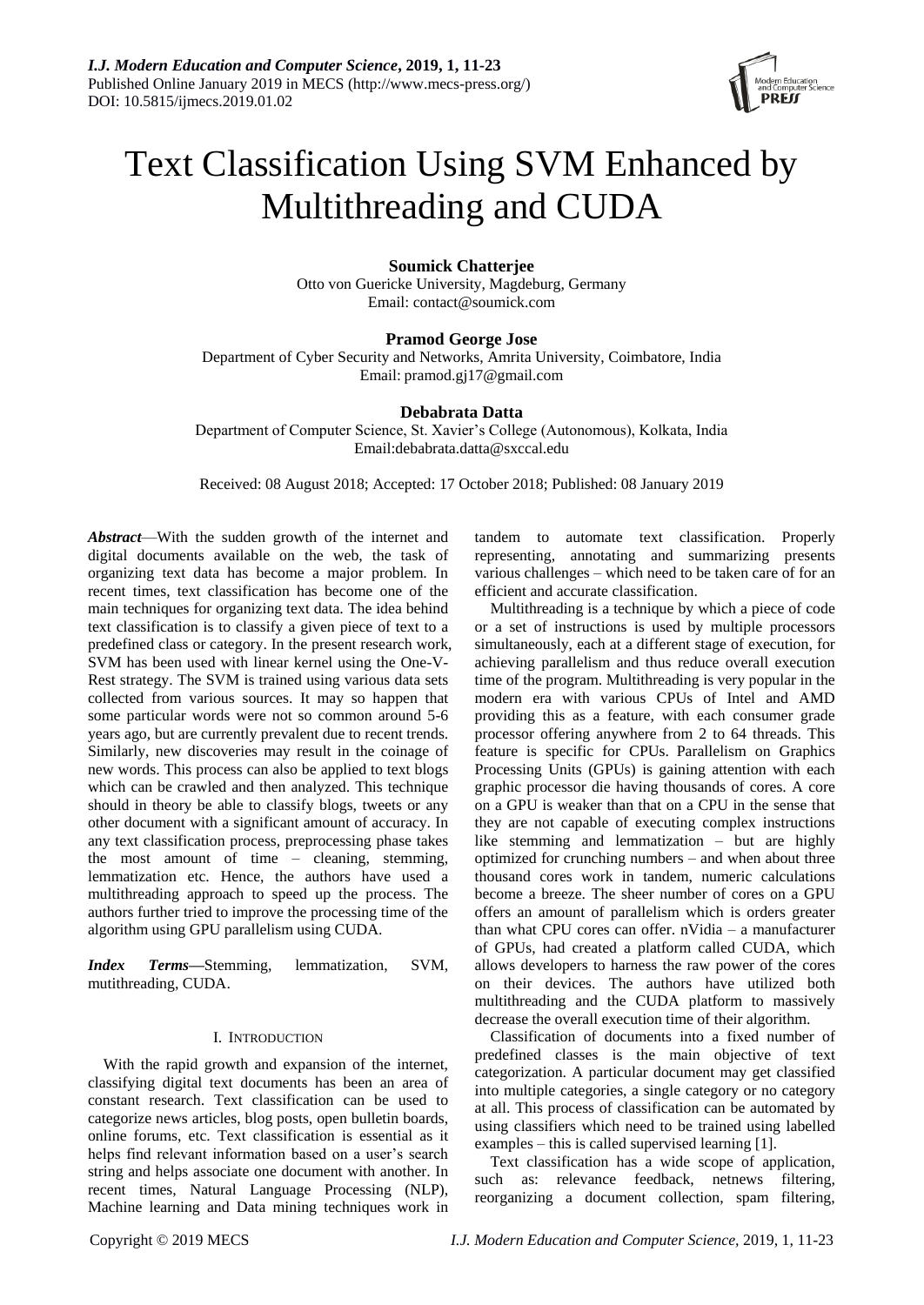# Text Classification Using SVM Enhanced by Multithreading and CUDA

**Soumick Chatterjee**
Otto von Guericke University, Magdeburg, Germany
Email: contact@soumick.com

**Pramod George Jose**
Department of Cyber Security and Networks, Amrita University, Coimbatore, India
Email: pramod.gj17@gmail.com

**Debabrata Datta**
Department of Computer Science, St. Xavier's College (Autonomous), Kolkata, India
Email:debabrata.datta@sxccal.edu

Received: 08 August 2018; Accepted: 17 October 2018; Published: 08 January 2019

***Abstract***—With the sudden growth of the internet and digital documents available on the web, the task of organizing text data has become a major problem. In recent times, text classification has become one of the main techniques for organizing text data. The idea behind text classification is to classify a given piece of text to a predefined class or category. In the present research work, SVM has been used with linear kernel using the One-V-Rest strategy. The SVM is trained using various data sets collected from various sources. It may so happen that some particular words were not so common around 5-6 years ago, but are currently prevalent due to recent trends. Similarly, new discoveries may result in the coinage of new words. This process can also be applied to text blogs which can be crawled and then analyzed. This technique should in theory be able to classify blogs, tweets or any other document with a significant amount of accuracy. In any text classification process, preprocessing phase takes the most amount of time – cleaning, stemming, lemmatization etc. Hence, the authors have used a multithreading approach to speed up the process. The authors further tried to improve the processing time of the algorithm using GPU parallelism using CUDA.

***Index Terms***—Stemming, lemmatization, SVM, mutithreading, CUDA.

## I. Introduction

With the rapid growth and expansion of the internet, classifying digital text documents has been an area of constant research. Text classification can be used to categorize news articles, blog posts, open bulletin boards, online forums, etc. Text classification is essential as it helps find relevant information based on a user's search string and helps associate one document with another. In recent times, Natural Language Processing (NLP), Machine learning and Data mining techniques work in tandem to automate text classification. Properly representing, annotating and summarizing presents various challenges – which need to be taken care of for an efficient and accurate classification.

Multithreading is a technique by which a piece of code or a set of instructions is used by multiple processors simultaneously, each at a different stage of execution, for achieving parallelism and thus reduce overall execution time of the program. Multithreading is very popular in the modern era with various CPUs of Intel and AMD providing this as a feature, with each consumer grade processor offering anywhere from 2 to 64 threads. This feature is specific for CPUs. Parallelism on Graphics Processing Units (GPUs) is gaining attention with each graphic processor die having thousands of cores. A core on a GPU is weaker than that on a CPU in the sense that they are not capable of executing complex instructions like stemming and lemmatization – but are highly optimized for crunching numbers – and when about three thousand cores work in tandem, numeric calculations become a breeze. The sheer number of cores on a GPU offers an amount of parallelism which is orders greater than what CPU cores can offer. nVidia – a manufacturer of GPUs, had created a platform called CUDA, which allows developers to harness the raw power of the cores on their devices. The authors have utilized both multithreading and the CUDA platform to massively decrease the overall execution time of their algorithm.

Classification of documents into a fixed number of predefined classes is the main objective of text categorization. A particular document may get classified into multiple categories, a single category or no category at all. This process of classification can be automated by using classifiers which need to be trained using labelled examples – this is called supervised learning [1].

Text classification has a wide scope of application, such as: relevance feedback, netnews filtering, reorganizing a document collection, spam filtering,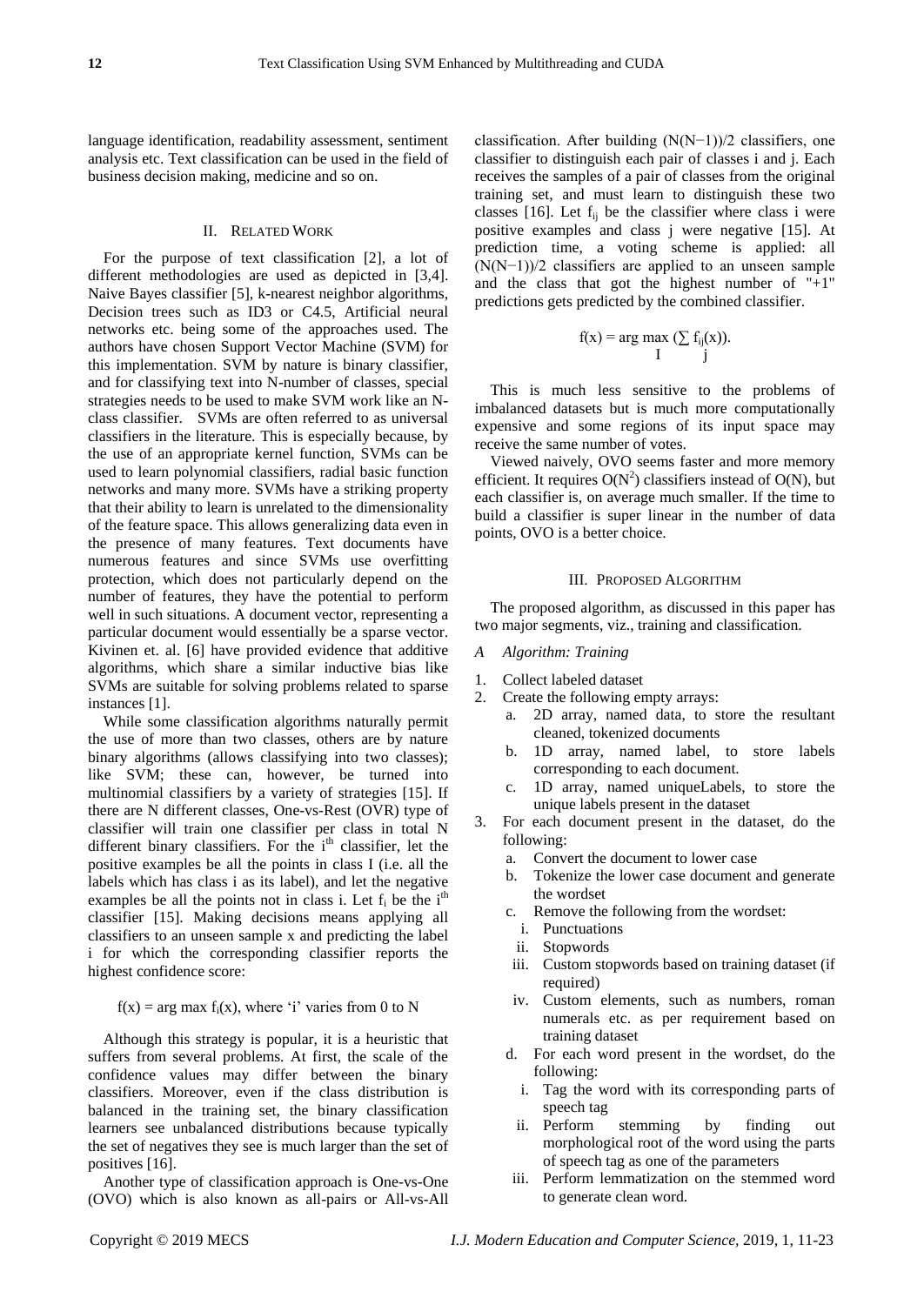language identification, readability assessment, sentiment analysis etc. Text classification can be used in the field of business decision making, medicine and so on.

## II. Related Work

For the purpose of text classification [2], a lot of different methodologies are used as depicted in [3,4]. Naive Bayes classifier [5], k-nearest neighbor algorithms, Decision trees such as ID3 or C4.5, Artificial neural networks etc. being some of the approaches used. The authors have chosen Support Vector Machine (SVM) for this implementation. SVM by nature is binary classifier, and for classifying text into N-number of classes, special strategies needs to be used to make SVM work like an N-class classifier. SVMs are often referred to as universal classifiers in the literature. This is especially because, by the use of an appropriate kernel function, SVMs can be used to learn polynomial classifiers, radial basic function networks and many more. SVMs have a striking property that their ability to learn is unrelated to the dimensionality of the feature space. This allows generalizing data even in the presence of many features. Text documents have numerous features and since SVMs use overfitting protection, which does not particularly depend on the number of features, they have the potential to perform well in such situations. A document vector, representing a particular document would essentially be a sparse vector. Kivinen et. al. [6] have provided evidence that additive algorithms, which share a similar inductive bias like SVMs are suitable for solving problems related to sparse instances [1].

While some classification algorithms naturally permit the use of more than two classes, others are by nature binary algorithms (allows classifying into two classes); like SVM; these can, however, be turned into multinomial classifiers by a variety of strategies [15]. If there are N different classes, One-vs-Rest (OVR) type of classifier will train one classifier per class in total N different binary classifiers. For the $i^{th}$ classifier, let the positive examples be all the points in class I (i.e. all the labels which has class i as its label), and let the negative examples be all the points not in class i. Let $f_i$ be the $i^{th}$ classifier [15]. Making decisions means applying all classifiers to an unseen sample x and predicting the label i for which the corresponding classifier reports the highest confidence score:

$$f(x) = \arg\max f_i(x), \text{ where 'i' varies from 0 to N}$$

Although this strategy is popular, it is a heuristic that suffers from several problems. At first, the scale of the confidence values may differ between the binary classifiers. Moreover, even if the class distribution is balanced in the training set, the binary classification learners see unbalanced distributions because typically the set of negatives they see is much larger than the set of positives [16].

Another type of classification approach is One-vs-One (OVO) which is also known as all-pairs or All-vs-All classification. After building $(N(N-1))/2$ classifiers, one classifier to distinguish each pair of classes i and j. Each receives the samples of a pair of classes from the original training set, and must learn to distinguish these two classes [16]. Let $f_{ij}$ be the classifier where class i were positive examples and class j were negative [15]. At prediction time, a voting scheme is applied: all $(N(N-1))/2$ classifiers are applied to an unseen sample and the class that got the highest number of "+1" predictions gets predicted by the combined classifier.

$$f(x) = \arg\max_{I} \left(\sum_{j} f_{ij}(x)\right).$$

This is much less sensitive to the problems of imbalanced datasets but is much more computationally expensive and some regions of its input space may receive the same number of votes.

Viewed naively, OVO seems faster and more memory efficient. It requires $O(N^2)$ classifiers instead of $O(N)$, but each classifier is, on average much smaller. If the time to build a classifier is super linear in the number of data points, OVO is a better choice.

## III. Proposed Algorithm

The proposed algorithm, as discussed in this paper has two major segments, viz., training and classification.

### *A Algorithm: Training*

1. Collect labeled dataset
2. Create the following empty arrays:
   a. 2D array, named data, to store the resultant cleaned, tokenized documents
   b. 1D array, named label, to store labels corresponding to each document.
   c. 1D array, named uniqueLabels, to store the unique labels present in the dataset
3. For each document present in the dataset, do the following:
   a. Convert the document to lower case
   b. Tokenize the lower case document and generate the wordset
   c. Remove the following from the wordset:
      i. Punctuations
      ii. Stopwords
      iii. Custom stopwords based on training dataset (if required)
      iv. Custom elements, such as numbers, roman numerals etc. as per requirement based on training dataset
   d. For each word present in the wordset, do the following:
      i. Tag the word with its corresponding parts of speech tag
      ii. Perform stemming by finding out morphological root of the word using the parts of speech tag as one of the parameters
      iii. Perform lemmatization on the stemmed word to generate clean word.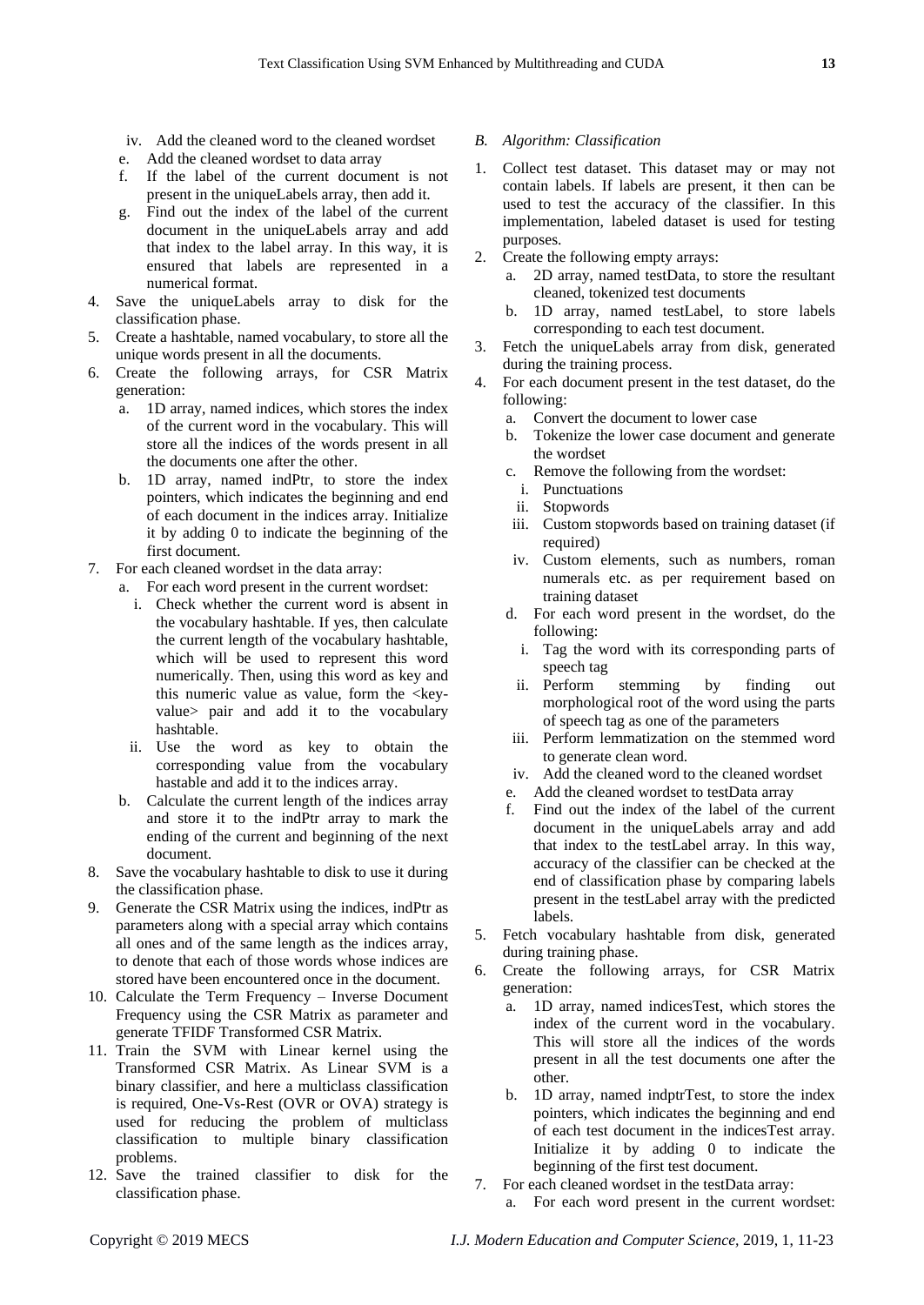iv. Add the cleaned word to the cleaned wordset

e. Add the cleaned wordset to data array

f. If the label of the current document is not present in the uniqueLabels array, then add it.

g. Find out the index of the label of the current document in the uniqueLabels array and add that index to the label array. In this way, it is ensured that labels are represented in a numerical format.

4. Save the uniqueLabels array to disk for the classification phase.
5. Create a hashtable, named vocabulary, to store all the unique words present in all the documents.
6. Create the following arrays, for CSR Matrix generation:
   a. 1D array, named indices, which stores the index of the current word in the vocabulary. This will store all the indices of the words present in all the documents one after the other.
   b. 1D array, named indPtr, to store the index pointers, which indicates the beginning and end of each document in the indices array. Initialize it by adding 0 to indicate the beginning of the first document.
7. For each cleaned wordset in the data array:
   a. For each word present in the current wordset:
      i. Check whether the current word is absent in the vocabulary hashtable. If yes, then calculate the current length of the vocabulary hashtable, which will be used to represent this word numerically. Then, using this word as key and this numeric value as value, form the <key-value> pair and add it to the vocabulary hashtable.
      ii. Use the word as key to obtain the corresponding value from the vocabulary hastable and add it to the indices array.
   b. Calculate the current length of the indices array and store it to the indPtr array to mark the ending of the current and beginning of the next document.
8. Save the vocabulary hashtable to disk to use it during the classification phase.
9. Generate the CSR Matrix using the indices, indPtr as parameters along with a special array which contains all ones and of the same length as the indices array, to denote that each of those words whose indices are stored have been encountered once in the document.
10. Calculate the Term Frequency – Inverse Document Frequency using the CSR Matrix as parameter and generate TFIDF Transformed CSR Matrix.
11. Train the SVM with Linear kernel using the Transformed CSR Matrix. As Linear SVM is a binary classifier, and here a multiclass classification is required, One-Vs-Rest (OVR or OVA) strategy is used for reducing the problem of multiclass classification to multiple binary classification problems.
12. Save the trained classifier to disk for the classification phase.

*B. Algorithm: Classification*

1. Collect test dataset. This dataset may or may not contain labels. If labels are present, it then can be used to test the accuracy of the classifier. In this implementation, labeled dataset is used for testing purposes.
2. Create the following empty arrays:
   a. 2D array, named testData, to store the resultant cleaned, tokenized test documents
   b. 1D array, named testLabel, to store labels corresponding to each test document.
3. Fetch the uniqueLabels array from disk, generated during the training process.
4. For each document present in the test dataset, do the following:
   a. Convert the document to lower case
   b. Tokenize the lower case document and generate the wordset
   c. Remove the following from the wordset:
      i. Punctuations
      ii. Stopwords
      iii. Custom stopwords based on training dataset (if required)
      iv. Custom elements, such as numbers, roman numerals etc. as per requirement based on training dataset
   d. For each word present in the wordset, do the following:
      i. Tag the word with its corresponding parts of speech tag
      ii. Perform stemming by finding out morphological root of the word using the parts of speech tag as one of the parameters
      iii. Perform lemmatization on the stemmed word to generate clean word.
      iv. Add the cleaned word to the cleaned wordset
   e. Add the cleaned wordset to testData array
   f. Find out the index of the label of the current document in the uniqueLabels array and add that index to the testLabel array. In this way, accuracy of the classifier can be checked at the end of classification phase by comparing labels present in the testLabel array with the predicted labels.
5. Fetch vocabulary hashtable from disk, generated during training phase.
6. Create the following arrays, for CSR Matrix generation:
   a. 1D array, named indicesTest, which stores the index of the current word in the vocabulary. This will store all the indices of the words present in all the test documents one after the other.
   b. 1D array, named indptrTest, to store the index pointers, which indicates the beginning and end of each test document in the indicesTest array. Initialize it by adding 0 to indicate the beginning of the first test document.
7. For each cleaned wordset in the testData array:
   a. For each word present in the current wordset: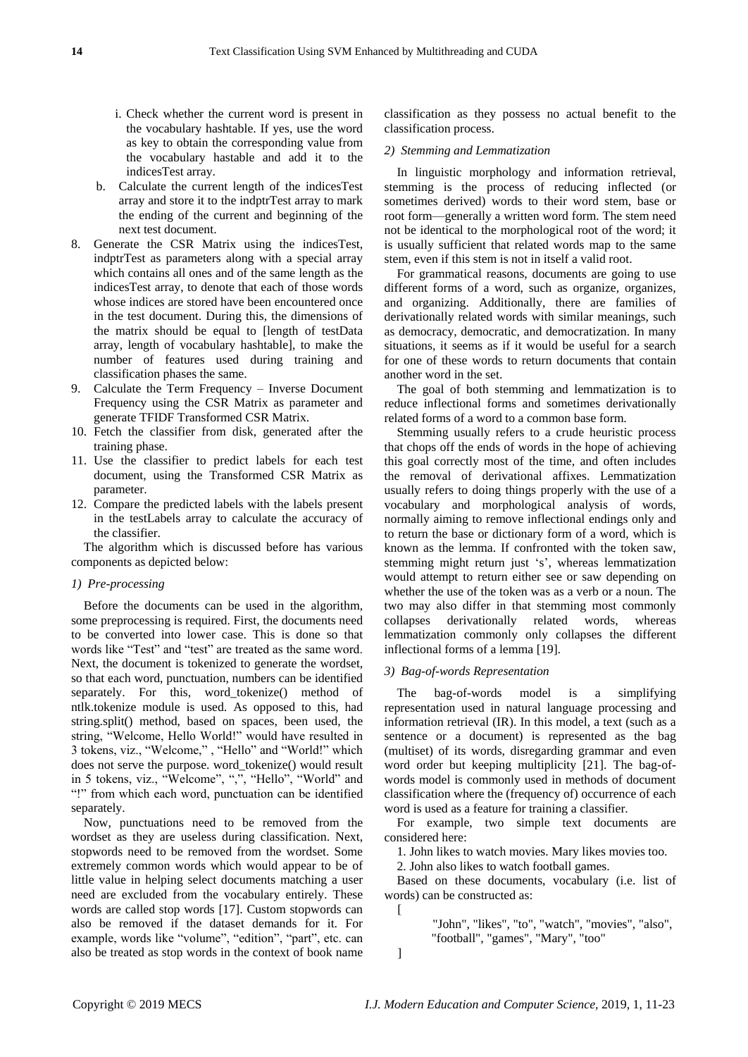i. Check whether the current word is present in the vocabulary hashtable. If yes, use the word as key to obtain the corresponding value from the vocabulary hastable and add it to the indicesTest array.

   b. Calculate the current length of the indicesTest array and store it to the indptrTest array to mark the ending of the current and beginning of the next test document.

8. Generate the CSR Matrix using the indicesTest, indptrTest as parameters along with a special array which contains all ones and of the same length as the indicesTest array, to denote that each of those words whose indices are stored have been encountered once in the test document. During this, the dimensions of the matrix should be equal to [length of testData array, length of vocabulary hashtable], to make the number of features used during training and classification phases the same.
9. Calculate the Term Frequency – Inverse Document Frequency using the CSR Matrix as parameter and generate TFIDF Transformed CSR Matrix.
10. Fetch the classifier from disk, generated after the training phase.
11. Use the classifier to predict labels for each test document, using the Transformed CSR Matrix as parameter.
12. Compare the predicted labels with the labels present in the testLabels array to calculate the accuracy of the classifier.

The algorithm which is discussed before has various components as depicted below:

### *1) Pre-processing*

Before the documents can be used in the algorithm, some preprocessing is required. First, the documents need to be converted into lower case. This is done so that words like "Test" and "test" are treated as the same word. Next, the document is tokenized to generate the wordset, so that each word, punctuation, numbers can be identified separately. For this, word_tokenize() method of ntlk.tokenize module is used. As opposed to this, had string.split() method, based on spaces, been used, the string, "Welcome, Hello World!" would have resulted in 3 tokens, viz., "Welcome," , "Hello" and "World!" which does not serve the purpose. word_tokenize() would result in 5 tokens, viz., "Welcome", ",", "Hello", "World" and "!" from which each word, punctuation can be identified separately.

Now, punctuations need to be removed from the wordset as they are useless during classification. Next, stopwords need to be removed from the wordset. Some extremely common words which would appear to be of little value in helping select documents matching a user need are excluded from the vocabulary entirely. These words are called stop words [17]. Custom stopwords can also be removed if the dataset demands for it. For example, words like "volume", "edition", "part", etc. can also be treated as stop words in the context of book name classification as they possess no actual benefit to the classification process.

### *2) Stemming and Lemmatization*

In linguistic morphology and information retrieval, stemming is the process of reducing inflected (or sometimes derived) words to their word stem, base or root form—generally a written word form. The stem need not be identical to the morphological root of the word; it is usually sufficient that related words map to the same stem, even if this stem is not in itself a valid root.

For grammatical reasons, documents are going to use different forms of a word, such as organize, organizes, and organizing. Additionally, there are families of derivationally related words with similar meanings, such as democracy, democratic, and democratization. In many situations, it seems as if it would be useful for a search for one of these words to return documents that contain another word in the set.

The goal of both stemming and lemmatization is to reduce inflectional forms and sometimes derivationally related forms of a word to a common base form.

Stemming usually refers to a crude heuristic process that chops off the ends of words in the hope of achieving this goal correctly most of the time, and often includes the removal of derivational affixes. Lemmatization usually refers to doing things properly with the use of a vocabulary and morphological analysis of words, normally aiming to remove inflectional endings only and to return the base or dictionary form of a word, which is known as the lemma. If confronted with the token saw, stemming might return just 's', whereas lemmatization would attempt to return either see or saw depending on whether the use of the token was as a verb or a noun. The two may also differ in that stemming most commonly collapses derivationally related words, whereas lemmatization commonly only collapses the different inflectional forms of a lemma [19].

### *3) Bag-of-words Representation*

The bag-of-words model is a simplifying representation used in natural language processing and information retrieval (IR). In this model, a text (such as a sentence or a document) is represented as the bag (multiset) of its words, disregarding grammar and even word order but keeping multiplicity [21]. The bag-of-words model is commonly used in methods of document classification where the (frequency of) occurrence of each word is used as a feature for training a classifier.

For example, two simple text documents are considered here:

1. John likes to watch movies. Mary likes movies too.
2. John also likes to watch football games.

Based on these documents, vocabulary (i.e. list of words) can be constructed as:

```
[
    "John", "likes", "to", "watch", "movies", "also",
    "football", "games", "Mary", "too"
]
```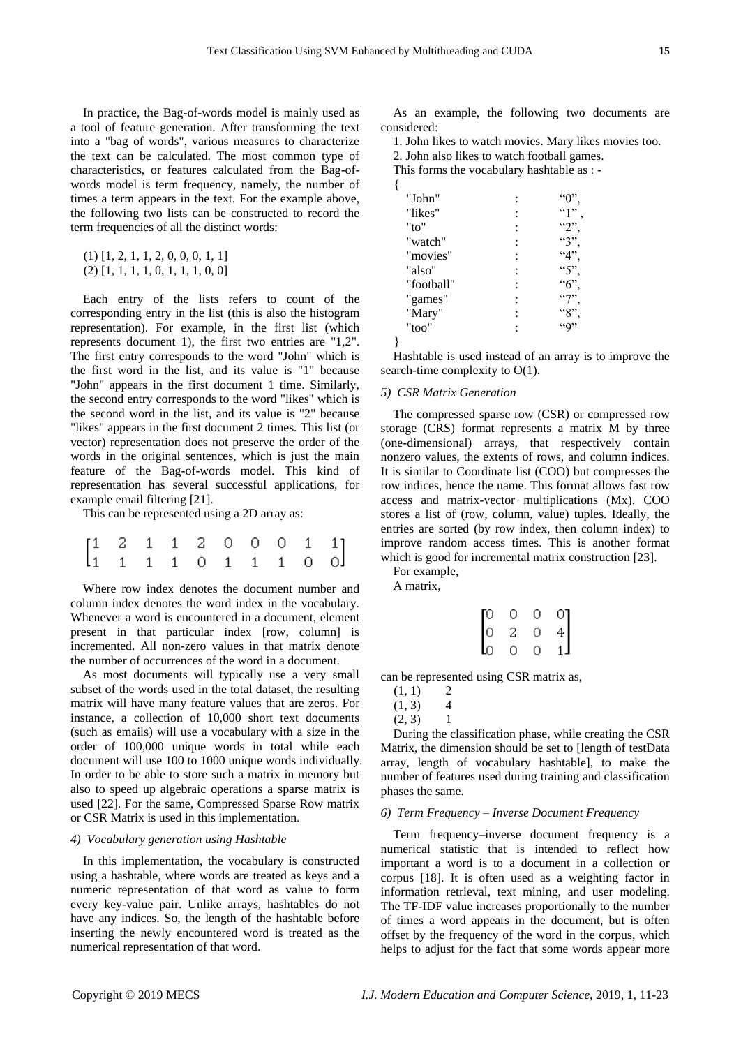In practice, the Bag-of-words model is mainly used as a tool of feature generation. After transforming the text into a "bag of words", various measures to characterize the text can be calculated. The most common type of characteristics, or features calculated from the Bag-of-words model is term frequency, namely, the number of times a term appears in the text. For the example above, the following two lists can be constructed to record the term frequencies of all the distinct words:

(1) [1, 2, 1, 1, 2, 0, 0, 0, 1, 1]
(2) [1, 1, 1, 1, 0, 1, 1, 1, 0, 0]

Each entry of the lists refers to count of the corresponding entry in the list (this is also the histogram representation). For example, in the first list (which represents document 1), the first two entries are "1,2". The first entry corresponds to the word "John" which is the first word in the list, and its value is "1" because "John" appears in the first document 1 time. Similarly, the second entry corresponds to the word "likes" which is the second word in the list, and its value is "2" because "likes" appears in the first document 2 times. This list (or vector) representation does not preserve the order of the words in the original sentences, which is just the main feature of the Bag-of-words model. This kind of representation has several successful applications, for example email filtering [21].

This can be represented using a 2D array as:

$$\begin{bmatrix} 1 & 2 & 1 & 1 & 2 & 0 & 0 & 0 & 1 & 1 \\ 1 & 1 & 1 & 1 & 0 & 1 & 1 & 1 & 0 & 0 \end{bmatrix}$$

Where row index denotes the document number and column index denotes the word index in the vocabulary. Whenever a word is encountered in a document, element present in that particular index [row, column] is incremented. All non-zero values in that matrix denote the number of occurrences of the word in a document.

As most documents will typically use a very small subset of the words used in the total dataset, the resulting matrix will have many feature values that are zeros. For instance, a collection of 10,000 short text documents (such as emails) will use a vocabulary with a size in the order of 100,000 unique words in total while each document will use 100 to 1000 unique words individually. In order to be able to store such a matrix in memory but also to speed up algebraic operations a sparse matrix is used [22]. For the same, Compressed Sparse Row matrix or CSR Matrix is used in this implementation.

#### *4) Vocabulary generation using Hashtable*

In this implementation, the vocabulary is constructed using a hashtable, where words are treated as keys and a numeric representation of that word as value to form every key-value pair. Unlike arrays, hashtables do not have any indices. So, the length of the hashtable before inserting the newly encountered word is treated as the numerical representation of that word.

As an example, the following two documents are considered:

1. John likes to watch movies. Mary likes movies too.
2. John also likes to watch football games.

This forms the vocabulary hashtable as : -

```
{
    "John"      :   "0",
    "likes"     :   "1" ,
    "to"        :   "2",
    "watch"     :   "3",
    "movies"    :   "4",
    "also"      :   "5",
    "football"  :   "6",
    "games"     :   "7",
    "Mary"      :   "8",
    "too"       :   "9"
}
```

Hashtable is used instead of an array is to improve the search-time complexity to O(1).

#### *5) CSR Matrix Generation*

The compressed sparse row (CSR) or compressed row storage (CRS) format represents a matrix M by three (one-dimensional) arrays, that respectively contain nonzero values, the extents of rows, and column indices. It is similar to Coordinate list (COO) but compresses the row indices, hence the name. This format allows fast row access and matrix-vector multiplications (Mx). COO stores a list of (row, column, value) tuples. Ideally, the entries are sorted (by row index, then column index) to improve random access times. This is another format which is good for incremental matrix construction [23].

For example,

A matrix,

$$\begin{bmatrix} 0 & 0 & 0 & 0 \\ 0 & 2 & 0 & 4 \\ 0 & 0 & 0 & 1 \end{bmatrix}$$

can be represented using CSR matrix as,

(1, 1)  2
(1, 3)  4
(2, 3)  1

During the classification phase, while creating the CSR Matrix, the dimension should be set to [length of testData array, length of vocabulary hashtable], to make the number of features used during training and classification phases the same.

#### *6) Term Frequency – Inverse Document Frequency*

Term frequency–inverse document frequency is a numerical statistic that is intended to reflect how important a word is to a document in a collection or corpus [18]. It is often used as a weighting factor in information retrieval, text mining, and user modeling. The TF-IDF value increases proportionally to the number of times a word appears in the document, but is often offset by the frequency of the word in the corpus, which helps to adjust for the fact that some words appear more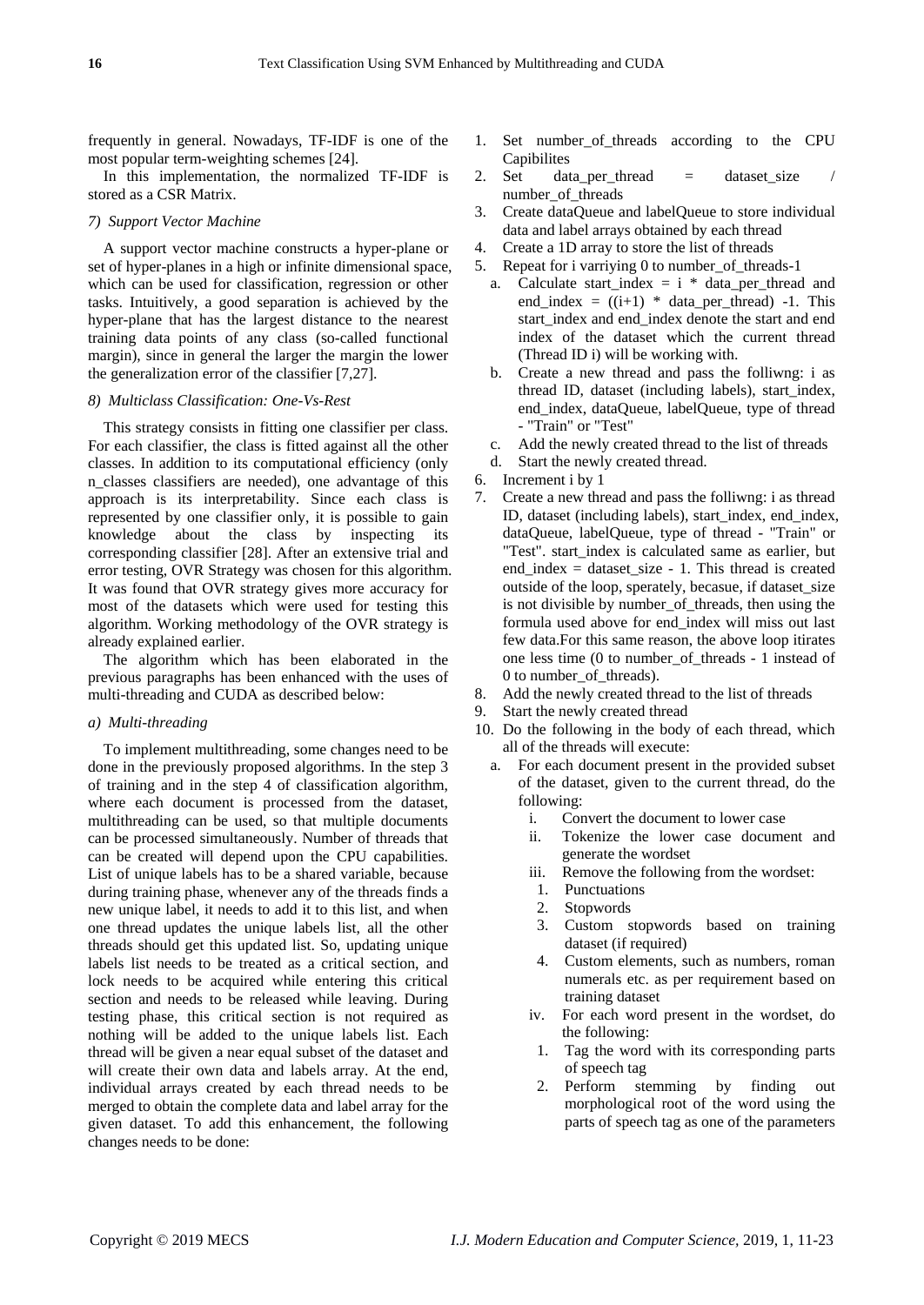frequently in general. Nowadays, TF-IDF is one of the most popular term-weighting schemes [24].

In this implementation, the normalized TF-IDF is stored as a CSR Matrix.

*7) Support Vector Machine*

A support vector machine constructs a hyper-plane or set of hyper-planes in a high or infinite dimensional space, which can be used for classification, regression or other tasks. Intuitively, a good separation is achieved by the hyper-plane that has the largest distance to the nearest training data points of any class (so-called functional margin), since in general the larger the margin the lower the generalization error of the classifier [7,27].

*8) Multiclass Classification: One-Vs-Rest*

This strategy consists in fitting one classifier per class. For each classifier, the class is fitted against all the other classes. In addition to its computational efficiency (only n_classes classifiers are needed), one advantage of this approach is its interpretability. Since each class is represented by one classifier only, it is possible to gain knowledge about the class by inspecting its corresponding classifier [28]. After an extensive trial and error testing, OVR Strategy was chosen for this algorithm. It was found that OVR strategy gives more accuracy for most of the datasets which were used for testing this algorithm. Working methodology of the OVR strategy is already explained earlier.

The algorithm which has been elaborated in the previous paragraphs has been enhanced with the uses of multi-threading and CUDA as described below:

*a) Multi-threading*

To implement multithreading, some changes need to be done in the previously proposed algorithms. In the step 3 of training and in the step 4 of classification algorithm, where each document is processed from the dataset, multithreading can be used, so that multiple documents can be processed simultaneously. Number of threads that can be created will depend upon the CPU capabilities. List of unique labels has to be a shared variable, because during training phase, whenever any of the threads finds a new unique label, it needs to add it to this list, and when one thread updates the unique labels list, all the other threads should get this updated list. So, updating unique labels list needs to be treated as a critical section, and lock needs to be acquired while entering this critical section and needs to be released while leaving. During testing phase, this critical section is not required as nothing will be added to the unique labels list. Each thread will be given a near equal subset of the dataset and will create their own data and labels array. At the end, individual arrays created by each thread needs to be merged to obtain the complete data and label array for the given dataset. To add this enhancement, the following changes needs to be done:

1. Set number_of_threads according to the CPU Capibilites
2. Set data_per_thread = dataset_size / number_of_threads
3. Create dataQueue and labelQueue to store individual data and label arrays obtained by each thread
4. Create a 1D array to store the list of threads
5. Repeat for i varriying 0 to number_of_threads-1
   a. Calculate start_index = i * data_per_thread and end_index = ((i+1) * data_per_thread) -1. This start_index and end_index denote the start and end index of the dataset which the current thread (Thread ID i) will be working with.
   b. Create a new thread and pass the folliwng: i as thread ID, dataset (including labels), start_index, end_index, dataQueue, labelQueue, type of thread - "Train" or "Test"
   c. Add the newly created thread to the list of threads
   d. Start the newly created thread.
6. Increment i by 1
7. Create a new thread and pass the folliwng: i as thread ID, dataset (including labels), start_index, end_index, dataQueue, labelQueue, type of thread - "Train" or "Test". start_index is calculated same as earlier, but end_index = dataset_size - 1. This thread is created outside of the loop, sperately, becasue, if dataset_size is not divisible by number_of_threads, then using the formula used above for end_index will miss out last few data.For this same reason, the above loop itirates one less time (0 to number_of_threads - 1 instead of 0 to number_of_threads).
8. Add the newly created thread to the list of threads
9. Start the newly created thread
10. Do the following in the body of each thread, which all of the threads will execute:
    a. For each document present in the provided subset of the dataset, given to the current thread, do the following:
       i. Convert the document to lower case
       ii. Tokenize the lower case document and generate the wordset
       iii. Remove the following from the wordset:
          1. Punctuations
          2. Stopwords
          3. Custom stopwords based on training dataset (if required)
          4. Custom elements, such as numbers, roman numerals etc. as per requirement based on training dataset
       iv. For each word present in the wordset, do the following:
          1. Tag the word with its corresponding parts of speech tag
          2. Perform stemming by finding out morphological root of the word using the parts of speech tag as one of the parameters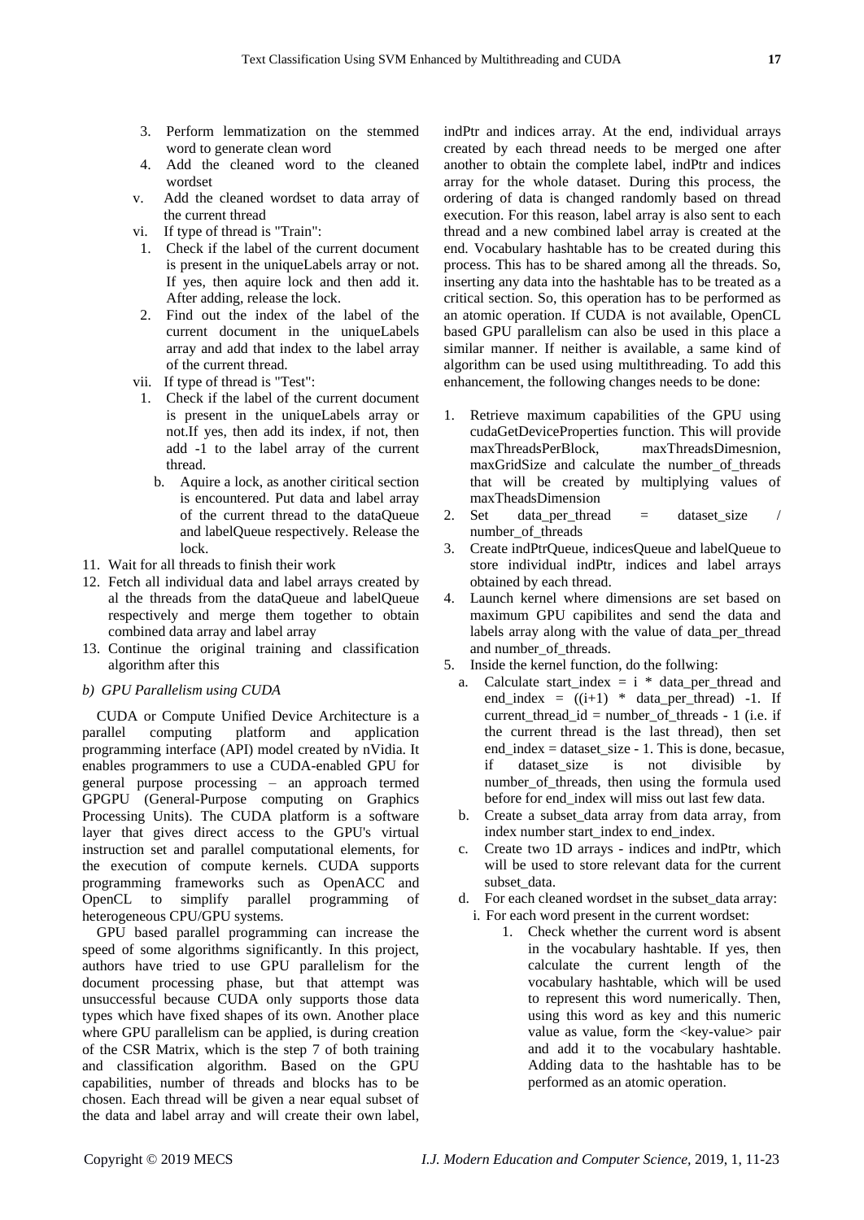3. Perform lemmatization on the stemmed word to generate clean word
4. Add the cleaned word to the cleaned wordset

v. Add the cleaned wordset to data array of the current thread

vi. If type of thread is "Train":

1. Check if the label of the current document is present in the uniqueLabels array or not. If yes, then aquire lock and then add it. After adding, release the lock.
2. Find out the index of the label of the current document in the uniqueLabels array and add that index to the label array of the current thread.

vii. If type of thread is "Test":

1. Check if the label of the current document is present in the uniqueLabels array or not.If yes, then add its index, if not, then add -1 to the label array of the current thread.
   b. Aquire a lock, as another ciritical section is encountered. Put data and label array of the current thread to the dataQueue and labelQueue respectively. Release the lock.

11. Wait for all threads to finish their work
12. Fetch all individual data and label arrays created by al the threads from the dataQueue and labelQueue respectively and merge them together to obtain combined data array and label array
13. Continue the original training and classification algorithm after this

*b) GPU Parallelism using CUDA*

CUDA or Compute Unified Device Architecture is a parallel computing platform and application programming interface (API) model created by nVidia. It enables programmers to use a CUDA-enabled GPU for general purpose processing – an approach termed GPGPU (General-Purpose computing on Graphics Processing Units). The CUDA platform is a software layer that gives direct access to the GPU's virtual instruction set and parallel computational elements, for the execution of compute kernels. CUDA supports programming frameworks such as OpenACC and OpenCL to simplify parallel programming of heterogeneous CPU/GPU systems.

GPU based parallel programming can increase the speed of some algorithms significantly. In this project, authors have tried to use GPU parallelism for the document processing phase, but that attempt was unsuccessful because CUDA only supports those data types which have fixed shapes of its own. Another place where GPU parallelism can be applied, is during creation of the CSR Matrix, which is the step 7 of both training and classification algorithm. Based on the GPU capabilities, number of threads and blocks has to be chosen. Each thread will be given a near equal subset of the data and label array and will create their own label, indPtr and indices array. At the end, individual arrays created by each thread needs to be merged one after another to obtain the complete label, indPtr and indices array for the whole dataset. During this process, the ordering of data is changed randomly based on thread execution. For this reason, label array is also sent to each thread and a new combined label array is created at the end. Vocabulary hashtable has to be created during this process. This has to be shared among all the threads. So, inserting any data into the hashtable has to be treated as a critical section. So, this operation has to be performed as an atomic operation. If CUDA is not available, OpenCL based GPU parallelism can also be used in this place a similar manner. If neither is available, a same kind of algorithm can be used using multithreading. To add this enhancement, the following changes needs to be done:

1. Retrieve maximum capabilities of the GPU using cudaGetDeviceProperties function. This will provide maxThreadsPerBlock, maxThreadsDimesnion, maxGridSize and calculate the number_of_threads that will be created by multiplying values of maxTheadsDimension
2. Set data_per_thread = dataset_size / number_of_threads
3. Create indPtrQueue, indicesQueue and labelQueue to store individual indPtr, indices and label arrays obtained by each thread.
4. Launch kernel where dimensions are set based on maximum GPU capibilites and send the data and labels array along with the value of data_per_thread and number_of_threads.
5. Inside the kernel function, do the follwing:
   a. Calculate start_index = i * data_per_thread and end_index = ((i+1) * data_per_thread) -1. If current_thread_id = number_of_threads - 1 (i.e. if the current thread is the last thread), then set end_index = dataset_size - 1. This is done, becasue, if dataset_size is not divisible by number_of_threads, then using the formula used before for end_index will miss out last few data.
   b. Create a subset_data array from data array, from index number start_index to end_index.
   c. Create two 1D arrays - indices and indPtr, which will be used to store relevant data for the current subset_data.
   d. For each cleaned wordset in the subset_data array:
      i. For each word present in the current wordset:
         1. Check whether the current word is absent in the vocabulary hashtable. If yes, then calculate the current length of the vocabulary hashtable, which will be used to represent this word numerically. Then, using this word as key and this numeric value as value, form the <key-value> pair and add it to the vocabulary hashtable. Adding data to the hashtable has to be performed as an atomic operation.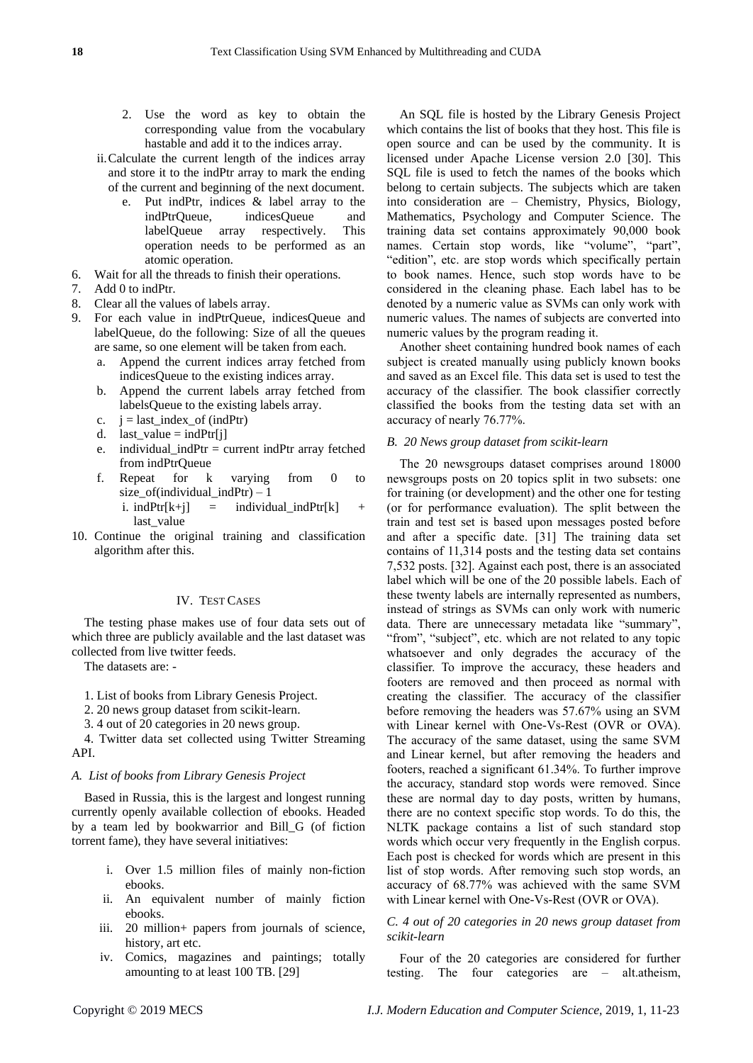2. Use the word as key to obtain the corresponding value from the vocabulary hastable and add it to the indices array.

ii. Calculate the current length of the indices array and store it to the indPtr array to mark the ending of the current and beginning of the next document.

e. Put indPtr, indices & label array to the indPtrQueue, indicesQueue and labelQueue array respectively. This operation needs to be performed as an atomic operation.

6. Wait for all the threads to finish their operations.
7. Add 0 to indPtr.
8. Clear all the values of labels array.
9. For each value in indPtrQueue, indicesQueue and labelQueue, do the following: Size of all the queues are same, so one element will be taken from each.
   a. Append the current indices array fetched from indicesQueue to the existing indices array.
   b. Append the current labels array fetched from labelsQueue to the existing labels array.
   c. j = last_index_of (indPtr)
   d. last_value = indPtr[j]
   e. individual_indPtr = current indPtr array fetched from indPtrQueue
   f. Repeat for k varying from 0 to size_of(individual_indPtr) – 1
      i. indPtr[k+j] = individual_indPtr[k] + last_value
10. Continue the original training and classification algorithm after this.

## IV. Test Cases

The testing phase makes use of four data sets out of which three are publicly available and the last dataset was collected from live twitter feeds.

The datasets are: -

1. List of books from Library Genesis Project.
2. 20 news group dataset from scikit-learn.
3. 4 out of 20 categories in 20 news group.
4. Twitter data set collected using Twitter Streaming API.

### *A. List of books from Library Genesis Project*

Based in Russia, this is the largest and longest running currently openly available collection of ebooks. Headed by a team led by bookwarrior and Bill_G (of fiction torrent fame), they have several initiatives:

i. Over 1.5 million files of mainly non-fiction ebooks.
ii. An equivalent number of mainly fiction ebooks.
iii. 20 million+ papers from journals of science, history, art etc.
iv. Comics, magazines and paintings; totally amounting to at least 100 TB. [29]

An SQL file is hosted by the Library Genesis Project which contains the list of books that they host. This file is open source and can be used by the community. It is licensed under Apache License version 2.0 [30]. This SQL file is used to fetch the names of the books which belong to certain subjects. The subjects which are taken into consideration are – Chemistry, Physics, Biology, Mathematics, Psychology and Computer Science. The training data set contains approximately 90,000 book names. Certain stop words, like "volume", "part", "edition", etc. are stop words which specifically pertain to book names. Hence, such stop words have to be considered in the cleaning phase. Each label has to be denoted by a numeric value as SVMs can only work with numeric values. The names of subjects are converted into numeric values by the program reading it.

Another sheet containing hundred book names of each subject is created manually using publicly known books and saved as an Excel file. This data set is used to test the accuracy of the classifier. The book classifier correctly classified the books from the testing data set with an accuracy of nearly 76.77%.

### *B. 20 News group dataset from scikit-learn*

The 20 newsgroups dataset comprises around 18000 newsgroups posts on 20 topics split in two subsets: one for training (or development) and the other one for testing (or for performance evaluation). The split between the train and test set is based upon messages posted before and after a specific date. [31] The training data set contains of 11,314 posts and the testing data set contains 7,532 posts. [32]. Against each post, there is an associated label which will be one of the 20 possible labels. Each of these twenty labels are internally represented as numbers, instead of strings as SVMs can only work with numeric data. There are unnecessary metadata like "summary", "from", "subject", etc. which are not related to any topic whatsoever and only degrades the accuracy of the classifier. To improve the accuracy, these headers and footers are removed and then proceed as normal with creating the classifier. The accuracy of the classifier before removing the headers was 57.67% using an SVM with Linear kernel with One-Vs-Rest (OVR or OVA). The accuracy of the same dataset, using the same SVM and Linear kernel, but after removing the headers and footers, reached a significant 61.34%. To further improve the accuracy, standard stop words were removed. Since these are normal day to day posts, written by humans, there are no context specific stop words. To do this, the NLTK package contains a list of such standard stop words which occur very frequently in the English corpus. Each post is checked for words which are present in this list of stop words. After removing such stop words, an accuracy of 68.77% was achieved with the same SVM with Linear kernel with One-Vs-Rest (OVR or OVA).

### *C. 4 out of 20 categories in 20 news group dataset from scikit-learn*

Four of the 20 categories are considered for further testing. The four categories are – alt.atheism,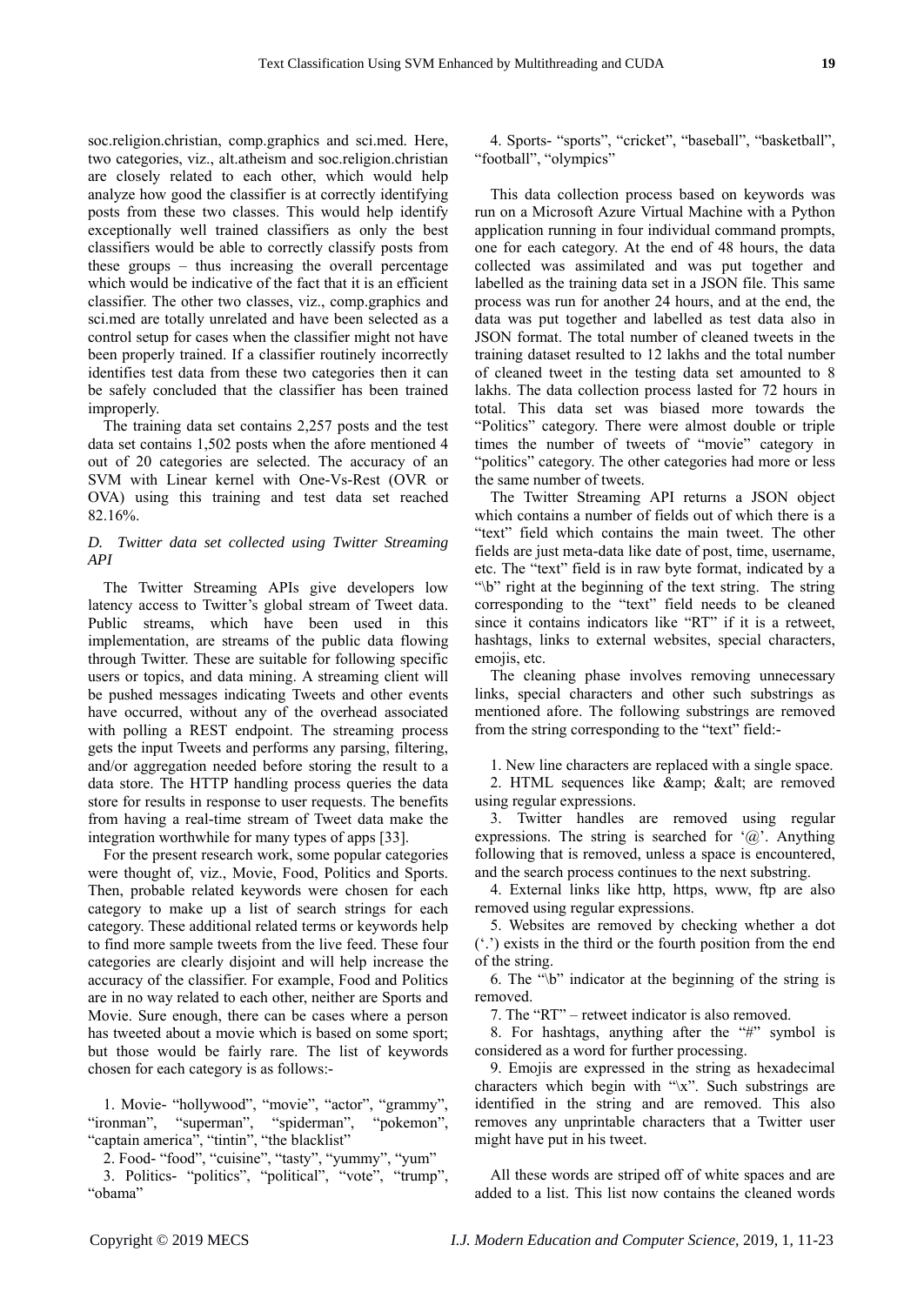soc.religion.christian, comp.graphics and sci.med. Here, two categories, viz., alt.atheism and soc.religion.christian are closely related to each other, which would help analyze how good the classifier is at correctly identifying posts from these two classes. This would help identify exceptionally well trained classifiers as only the best classifiers would be able to correctly classify posts from these groups – thus increasing the overall percentage which would be indicative of the fact that it is an efficient classifier. The other two classes, viz., comp.graphics and sci.med are totally unrelated and have been selected as a control setup for cases when the classifier might not have been properly trained. If a classifier routinely incorrectly identifies test data from these two categories then it can be safely concluded that the classifier has been trained improperly.

The training data set contains 2,257 posts and the test data set contains 1,502 posts when the afore mentioned 4 out of 20 categories are selected. The accuracy of an SVM with Linear kernel with One-Vs-Rest (OVR or OVA) using this training and test data set reached 82.16%.

### *D. Twitter data set collected using Twitter Streaming API*

The Twitter Streaming APIs give developers low latency access to Twitter's global stream of Tweet data. Public streams, which have been used in this implementation, are streams of the public data flowing through Twitter. These are suitable for following specific users or topics, and data mining. A streaming client will be pushed messages indicating Tweets and other events have occurred, without any of the overhead associated with polling a REST endpoint. The streaming process gets the input Tweets and performs any parsing, filtering, and/or aggregation needed before storing the result to a data store. The HTTP handling process queries the data store for results in response to user requests. The benefits from having a real-time stream of Tweet data make the integration worthwhile for many types of apps [33].

For the present research work, some popular categories were thought of, viz., Movie, Food, Politics and Sports. Then, probable related keywords were chosen for each category to make up a list of search strings for each category. These additional related terms or keywords help to find more sample tweets from the live feed. These four categories are clearly disjoint and will help increase the accuracy of the classifier. For example, Food and Politics are in no way related to each other, neither are Sports and Movie. Sure enough, there can be cases where a person has tweeted about a movie which is based on some sport; but those would be fairly rare. The list of keywords chosen for each category is as follows:-

1. Movie- "hollywood", "movie", "actor", "grammy", "ironman", "superman", "spiderman", "pokemon", "captain america", "tintin", "the blacklist"
2. Food- "food", "cuisine", "tasty", "yummy", "yum"
3. Politics- "politics", "political", "vote", "trump", "obama"
4. Sports- "sports", "cricket", "baseball", "basketball", "football", "olympics"

This data collection process based on keywords was run on a Microsoft Azure Virtual Machine with a Python application running in four individual command prompts, one for each category. At the end of 48 hours, the data collected was assimilated and was put together and labelled as the training data set in a JSON file. This same process was run for another 24 hours, and at the end, the data was put together and labelled as test data also in JSON format. The total number of cleaned tweets in the training dataset resulted to 12 lakhs and the total number of cleaned tweet in the testing data set amounted to 8 lakhs. The data collection process lasted for 72 hours in total. This data set was biased more towards the "Politics" category. There were almost double or triple times the number of tweets of "movie" category in "politics" category. The other categories had more or less the same number of tweets.

The Twitter Streaming API returns a JSON object which contains a number of fields out of which there is a "text" field which contains the main tweet. The other fields are just meta-data like date of post, time, username, etc. The "text" field is in raw byte format, indicated by a "\b" right at the beginning of the text string. The string corresponding to the "text" field needs to be cleaned since it contains indicators like "RT" if it is a retweet, hashtags, links to external websites, special characters, emojis, etc.

The cleaning phase involves removing unnecessary links, special characters and other such substrings as mentioned afore. The following substrings are removed from the string corresponding to the "text" field:-

1. New line characters are replaced with a single space.
2. HTML sequences like &amp; &alt; are removed using regular expressions.
3. Twitter handles are removed using regular expressions. The string is searched for '@'. Anything following that is removed, unless a space is encountered, and the search process continues to the next substring.
4. External links like http, https, www, ftp are also removed using regular expressions.
5. Websites are removed by checking whether a dot ('.') exists in the third or the fourth position from the end of the string.
6. The "\b" indicator at the beginning of the string is removed.
7. The "RT" – retweet indicator is also removed.
8. For hashtags, anything after the "#" symbol is considered as a word for further processing.
9. Emojis are expressed in the string as hexadecimal characters which begin with "\x". Such substrings are identified in the string and are removed. This also removes any unprintable characters that a Twitter user might have put in his tweet.

All these words are striped off of white spaces and are added to a list. This list now contains the cleaned words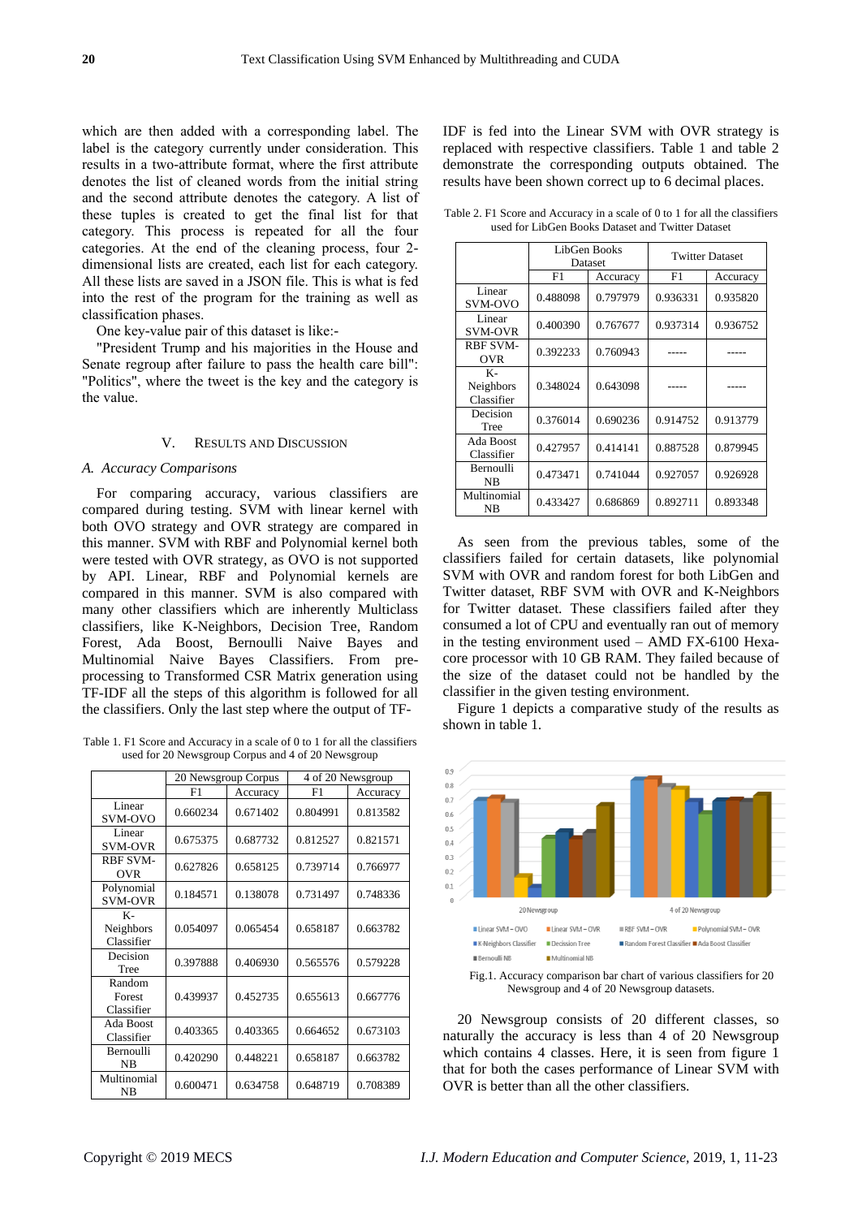which are then added with a corresponding label. The label is the category currently under consideration. This results in a two-attribute format, where the first attribute denotes the list of cleaned words from the initial string and the second attribute denotes the category. A list of these tuples is created to get the final list for that category. This process is repeated for all the four categories. At the end of the cleaning process, four 2-dimensional lists are created, each list for each category. All these lists are saved in a JSON file. This is what is fed into the rest of the program for the training as well as classification phases.

One key-value pair of this dataset is like:-

"President Trump and his majorities in the House and Senate regroup after failure to pass the health care bill": "Politics", where the tweet is the key and the category is the value.

## V. Results and Discussion

### A. Accuracy Comparisons

For comparing accuracy, various classifiers are compared during testing. SVM with linear kernel with both OVO strategy and OVR strategy are compared in this manner. SVM with RBF and Polynomial kernel both were tested with OVR strategy, as OVO is not supported by API. Linear, RBF and Polynomial kernels are compared in this manner. SVM is also compared with many other classifiers which are inherently Multiclass classifiers, like K-Neighbors, Decision Tree, Random Forest, Ada Boost, Bernoulli Naive Bayes and Multinomial Naive Bayes Classifiers. From pre-processing to Transformed CSR Matrix generation using TF-IDF all the steps of this algorithm is followed for all the classifiers. Only the last step where the output of TF-IDF is fed into the Linear SVM with OVR strategy is replaced with respective classifiers. Table 1 and table 2 demonstrate the corresponding outputs obtained. The results have been shown correct up to 6 decimal places.

Table 1. F1 Score and Accuracy in a scale of 0 to 1 for all the classifiers used for 20 Newsgroup Corpus and 4 of 20 Newsgroup

| | 20 Newsgroup Corpus | | 4 of 20 Newsgroup | |
|---|---|---|---|---|
| | F1 | Accuracy | F1 | Accuracy |
| Linear SVM-OVO | 0.660234 | 0.671402 | 0.804991 | 0.813582 |
| Linear SVM-OVR | 0.675375 | 0.687732 | 0.812527 | 0.821571 |
| RBF SVM-OVR | 0.627826 | 0.658125 | 0.739714 | 0.766977 |
| Polynomial SVM-OVR | 0.184571 | 0.138078 | 0.731497 | 0.748336 |
| K-Neighbors Classifier | 0.054097 | 0.065454 | 0.658187 | 0.663782 |
| Decision Tree | 0.397888 | 0.406930 | 0.565576 | 0.579228 |
| Random Forest Classifier | 0.439937 | 0.452735 | 0.655613 | 0.667776 |
| Ada Boost Classifier | 0.403365 | 0.403365 | 0.664652 | 0.673103 |
| Bernoulli NB | 0.420290 | 0.448221 | 0.658187 | 0.663782 |
| Multinomial NB | 0.600471 | 0.634758 | 0.648719 | 0.708389 |

Table 2. F1 Score and Accuracy in a scale of 0 to 1 for all the classifiers used for LibGen Books Dataset and Twitter Dataset

| | LibGen Books Dataset | | Twitter Dataset | |
|---|---|---|---|---|
| | F1 | Accuracy | F1 | Accuracy |
| Linear SVM-OVO | 0.488098 | 0.797979 | 0.936331 | 0.935820 |
| Linear SVM-OVR | 0.400390 | 0.767677 | 0.937314 | 0.936752 |
| RBF SVM-OVR | 0.392233 | 0.760943 | ----- | ----- |
| K-Neighbors Classifier | 0.348024 | 0.643098 | ----- | ----- |
| Decision Tree | 0.376014 | 0.690236 | 0.914752 | 0.913779 |
| Ada Boost Classifier | 0.427957 | 0.414141 | 0.887528 | 0.879945 |
| Bernoulli NB | 0.473471 | 0.741044 | 0.927057 | 0.926928 |
| Multinomial NB | 0.433427 | 0.686869 | 0.892711 | 0.893348 |

As seen from the previous tables, some of the classifiers failed for certain datasets, like polynomial SVM with OVR and random forest for both LibGen and Twitter dataset, RBF SVM with OVR and K-Neighbors for Twitter dataset. These classifiers failed after they consumed a lot of CPU and eventually ran out of memory in the testing environment used – AMD FX-6100 Hexa-core processor with 10 GB RAM. They failed because of the size of the dataset could not be handled by the classifier in the given testing environment.

Figure 1 depicts a comparative study of the results as shown in table 1.

Fig.1. Accuracy comparison bar chart of various classifiers for 20 Newsgroup and 4 of 20 Newsgroup datasets.

20 Newsgroup consists of 20 different classes, so naturally the accuracy is less than 4 of 20 Newsgroup which contains 4 classes. Here, it is seen from figure 1 that for both the cases performance of Linear SVM with OVR is better than all the other classifiers.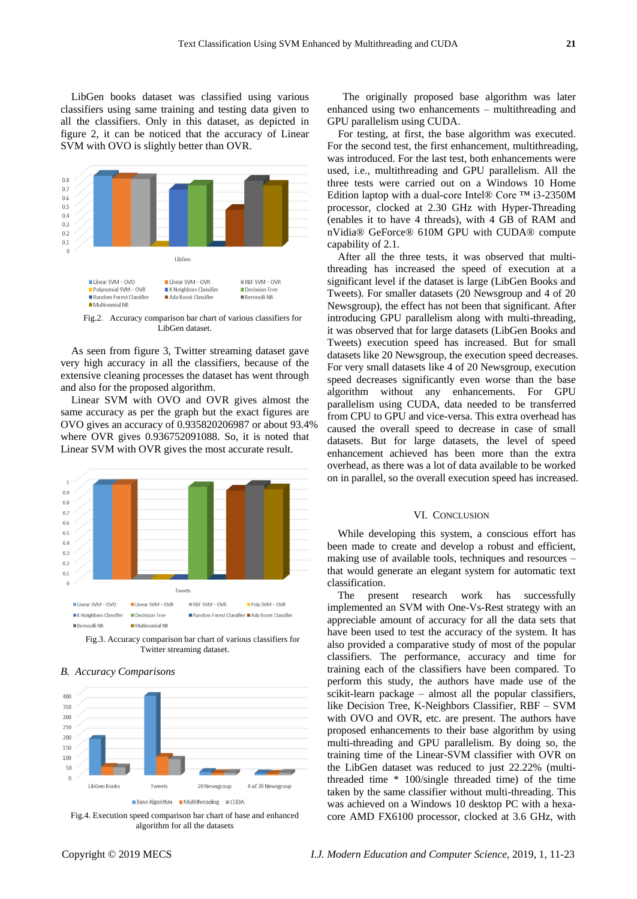LibGen books dataset was classified using various classifiers using same training and testing data given to all the classifiers. Only in this dataset, as depicted in figure 2, it can be noticed that the accuracy of Linear SVM with OVO is slightly better than OVR.

Fig.2. Accuracy comparison bar chart of various classifiers for LibGen dataset.

As seen from figure 3, Twitter streaming dataset gave very high accuracy in all the classifiers, because of the extensive cleaning processes the dataset has went through and also for the proposed algorithm.

Linear SVM with OVO and OVR gives almost the same accuracy as per the graph but the exact figures are OVO gives an accuracy of 0.935820206987 or about 93.4% where OVR gives 0.936752091088. So, it is noted that Linear SVM with OVR gives the most accurate result.

Fig.3. Accuracy comparison bar chart of various classifiers for Twitter streaming dataset.

### B. Accuracy Comparisons

Fig.4. Execution speed comparison bar chart of base and enhanced algorithm for all the datasets

The originally proposed base algorithm was later enhanced using two enhancements – multithreading and GPU parallelism using CUDA.

For testing, at first, the base algorithm was executed. For the second test, the first enhancement, multithreading, was introduced. For the last test, both enhancements were used, i.e., multithreading and GPU parallelism. All the three tests were carried out on a Windows 10 Home Edition laptop with a dual-core Intel® Core ™ i3-2350M processor, clocked at 2.30 GHz with Hyper-Threading (enables it to have 4 threads), with 4 GB of RAM and nVidia® GeForce® 610M GPU with CUDA® compute capability of 2.1.

After all the three tests, it was observed that multi-threading has increased the speed of execution at a significant level if the dataset is large (LibGen Books and Tweets). For smaller datasets (20 Newsgroup and 4 of 20 Newsgroup), the effect has not been that significant. After introducing GPU parallelism along with multi-threading, it was observed that for large datasets (LibGen Books and Tweets) execution speed has increased. But for small datasets like 20 Newsgroup, the execution speed decreases. For very small datasets like 4 of 20 Newsgroup, execution speed decreases significantly even worse than the base algorithm without any enhancements. For GPU parallelism using CUDA, data needed to be transferred from CPU to GPU and vice-versa. This extra overhead has caused the overall speed to decrease in case of small datasets. But for large datasets, the level of speed enhancement achieved has been more than the extra overhead, as there was a lot of data available to be worked on in parallel, so the overall execution speed has increased.

## VI. Conclusion

While developing this system, a conscious effort has been made to create and develop a robust and efficient, making use of available tools, techniques and resources – that would generate an elegant system for automatic text classification.

The present research work has successfully implemented an SVM with One-Vs-Rest strategy with an appreciable amount of accuracy for all the data sets that have been used to test the accuracy of the system. It has also provided a comparative study of most of the popular classifiers. The performance, accuracy and time for training each of the classifiers have been compared. To perform this study, the authors have made use of the scikit-learn package – almost all the popular classifiers, like Decision Tree, K-Neighbors Classifier, RBF – SVM with OVO and OVR, etc. are present. The authors have proposed enhancements to their base algorithm by using multi-threading and GPU parallelism. By doing so, the training time of the Linear-SVM classifier with OVR on the LibGen dataset was reduced to just 22.22% (multi-threaded time * 100/single threaded time) of the time taken by the same classifier without multi-threading. This was achieved on a Windows 10 desktop PC with a hexa-core AMD FX6100 processor, clocked at 3.6 GHz, with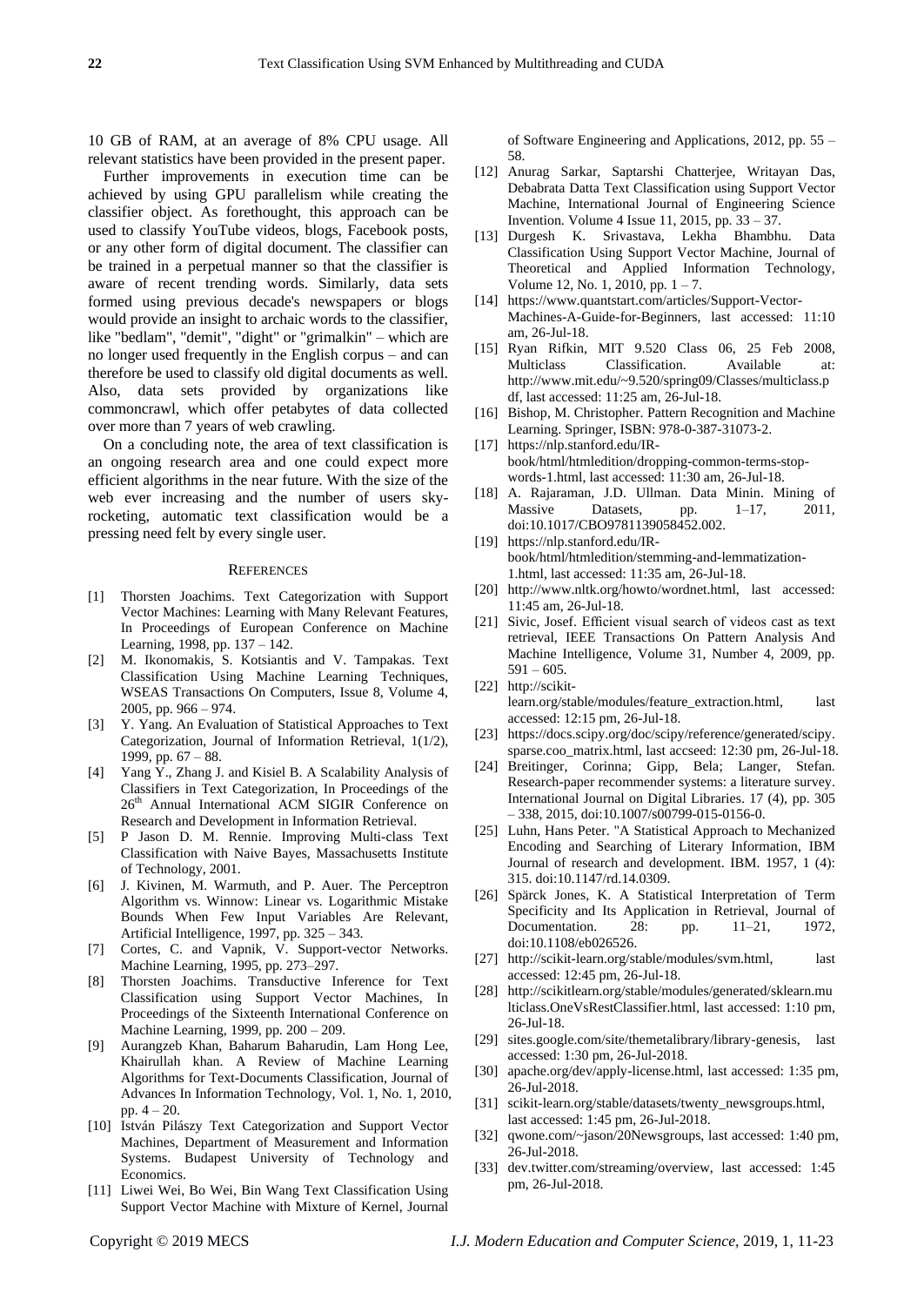10 GB of RAM, at an average of 8% CPU usage. All relevant statistics have been provided in the present paper.

Further improvements in execution time can be achieved by using GPU parallelism while creating the classifier object. As forethought, this approach can be used to classify YouTube videos, blogs, Facebook posts, or any other form of digital document. The classifier can be trained in a perpetual manner so that the classifier is aware of recent trending words. Similarly, data sets formed using previous decade's newspapers or blogs would provide an insight to archaic words to the classifier, like "bedlam", "demit", "dight" or "grimalkin" – which are no longer used frequently in the English corpus – and can therefore be used to classify old digital documents as well. Also, data sets provided by organizations like commoncrawl, which offer petabytes of data collected over more than 7 years of web crawling.

On a concluding note, the area of text classification is an ongoing research area and one could expect more efficient algorithms in the near future. With the size of the web ever increasing and the number of users sky-rocketing, automatic text classification would be a pressing need felt by every single user.

## References

[1] Thorsten Joachims. Text Categorization with Support Vector Machines: Learning with Many Relevant Features, In Proceedings of European Conference on Machine Learning, 1998, pp. 137 – 142.

[2] M. Ikonomakis, S. Kotsiantis and V. Tampakas. Text Classification Using Machine Learning Techniques, WSEAS Transactions On Computers, Issue 8, Volume 4, 2005, pp. 966 – 974.

[3] Y. Yang. An Evaluation of Statistical Approaches to Text Categorization, Journal of Information Retrieval, 1(1/2), 1999, pp. 67 – 88.

[4] Yang Y., Zhang J. and Kisiel B. A Scalability Analysis of Classifiers in Text Categorization, In Proceedings of the 26th Annual International ACM SIGIR Conference on Research and Development in Information Retrieval.

[5] P Jason D. M. Rennie. Improving Multi-class Text Classification with Naive Bayes, Massachusetts Institute of Technology, 2001.

[6] J. Kivinen, M. Warmuth, and P. Auer. The Perceptron Algorithm vs. Winnow: Linear vs. Logarithmic Mistake Bounds When Few Input Variables Are Relevant, Artificial Intelligence, 1997, pp. 325 – 343.

[7] Cortes, C. and Vapnik, V. Support-vector Networks. Machine Learning, 1995, pp. 273–297.

[8] Thorsten Joachims. Transductive Inference for Text Classification using Support Vector Machines, In Proceedings of the Sixteenth International Conference on Machine Learning, 1999, pp. 200 – 209.

[9] Aurangzeb Khan, Baharum Baharudin, Lam Hong Lee, Khairullah khan. A Review of Machine Learning Algorithms for Text-Documents Classification, Journal of Advances In Information Technology, Vol. 1, No. 1, 2010, pp. 4 – 20.

[10] István Pilászy Text Categorization and Support Vector Machines, Department of Measurement and Information Systems. Budapest University of Technology and Economics.

[11] Liwei Wei, Bo Wei, Bin Wang Text Classification Using Support Vector Machine with Mixture of Kernel, Journal of Software Engineering and Applications, 2012, pp. 55 – 58.

[12] Anurag Sarkar, Saptarshi Chatterjee, Writayan Das, Debabrata Datta Text Classification using Support Vector Machine, International Journal of Engineering Science Invention. Volume 4 Issue 11, 2015, pp. 33 – 37.

[13] Durgesh K. Srivastava, Lekha Bhambhu. Data Classification Using Support Vector Machine, Journal of Theoretical and Applied Information Technology, Volume 12, No. 1, 2010, pp. 1 – 7.

[14] https://www.quantstart.com/articles/Support-Vector-Machines-A-Guide-for-Beginners, last accessed: 11:10 am, 26-Jul-18.

[15] Ryan Rifkin, MIT 9.520 Class 06, 25 Feb 2008, Multiclass Classification. Available at: http://www.mit.edu/~9.520/spring09/Classes/multiclass.pdf, last accessed: 11:25 am, 26-Jul-18.

[16] Bishop, M. Christopher. Pattern Recognition and Machine Learning. Springer, ISBN: 978-0-387-31073-2.

[17] https://nlp.stanford.edu/IR-book/html/htmledition/dropping-common-terms-stop-words-1.html, last accessed: 11:30 am, 26-Jul-18.

[18] A. Rajaraman, J.D. Ullman. Data Minin. Mining of Massive Datasets, pp. 1–17, 2011, doi:10.1017/CBO9781139058452.002.

[19] https://nlp.stanford.edu/IR-book/html/htmledition/stemming-and-lemmatization-1.html, last accessed: 11:35 am, 26-Jul-18.

[20] http://www.nltk.org/howto/wordnet.html, last accessed: 11:45 am, 26-Jul-18.

[21] Sivic, Josef. Efficient visual search of videos cast as text retrieval, IEEE Transactions On Pattern Analysis And Machine Intelligence, Volume 31, Number 4, 2009, pp. 591 – 605.

[22] http://scikit-learn.org/stable/modules/feature_extraction.html, last accessed: 12:15 pm, 26-Jul-18.

[23] https://docs.scipy.org/doc/scipy/reference/generated/scipy.sparse.coo_matrix.html, last accseed: 12:30 pm, 26-Jul-18.

[24] Breitinger, Corinna; Gipp, Bela; Langer, Stefan. Research-paper recommender systems: a literature survey. International Journal on Digital Libraries. 17 (4), pp. 305 – 338, 2015, doi:10.1007/s00799-015-0156-0.

[25] Luhn, Hans Peter. "A Statistical Approach to Mechanized Encoding and Searching of Literary Information, IBM Journal of research and development. IBM. 1957, 1 (4): 315. doi:10.1147/rd.14.0309.

[26] Spärck Jones, K. A Statistical Interpretation of Term Specificity and Its Application in Retrieval, Journal of Documentation. 28: pp. 11–21, 1972, doi:10.1108/eb026526.

[27] http://scikit-learn.org/stable/modules/svm.html, last accessed: 12:45 pm, 26-Jul-18.

[28] http://scikitlearn.org/stable/modules/generated/sklearn.multiclass.OneVsRestClassifier.html, last accessed: 1:10 pm, 26-Jul-18.

[29] sites.google.com/site/themetalibrary/library-genesis, last accessed: 1:30 pm, 26-Jul-2018.

[30] apache.org/dev/apply-license.html, last accessed: 1:35 pm, 26-Jul-2018.

[31] scikit-learn.org/stable/datasets/twenty_newsgroups.html, last accessed: 1:45 pm, 26-Jul-2018.

[32] qwone.com/~jason/20Newsgroups, last accessed: 1:40 pm, 26-Jul-2018.

[33] dev.twitter.com/streaming/overview, last accessed: 1:45 pm, 26-Jul-2018.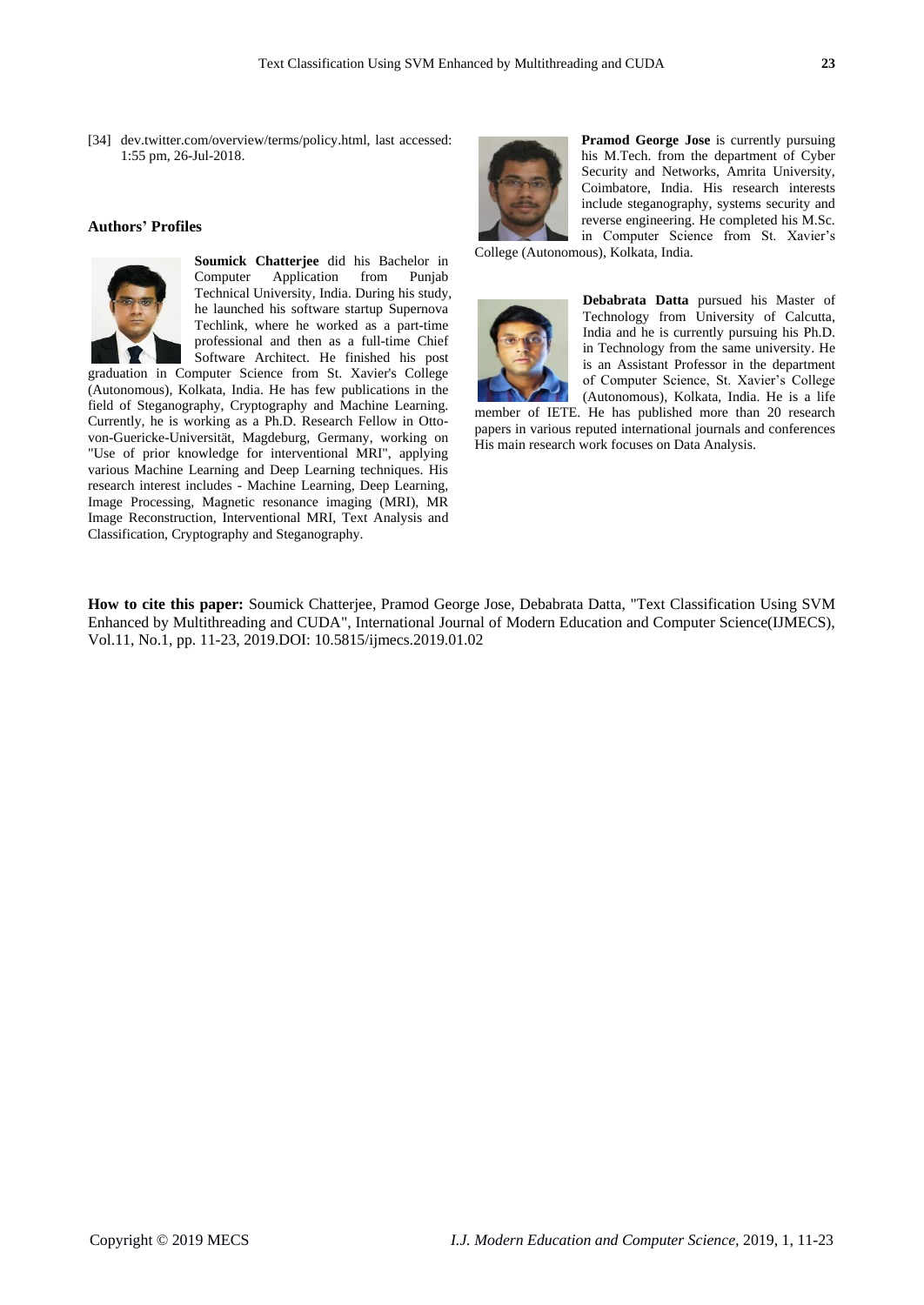[34] dev.twitter.com/overview/terms/policy.html, last accessed: 1:55 pm, 26-Jul-2018.

## Authors' Profiles

**Soumick Chatterjee** did his Bachelor in Computer Application from Punjab Technical University, India. During his study, he launched his software startup Supernova Techlink, where he worked as a part-time professional and then as a full-time Chief Software Architect. He finished his post graduation in Computer Science from St. Xavier's College (Autonomous), Kolkata, India. He has few publications in the field of Steganography, Cryptography and Machine Learning. Currently, he is working as a Ph.D. Research Fellow in Otto-von-Guericke-Universität, Magdeburg, Germany, working on "Use of prior knowledge for interventional MRI", applying various Machine Learning and Deep Learning techniques. His research interest includes - Machine Learning, Deep Learning, Image Processing, Magnetic resonance imaging (MRI), MR Image Reconstruction, Interventional MRI, Text Analysis and Classification, Cryptography and Steganography.

**Pramod George Jose** is currently pursuing his M.Tech. from the department of Cyber Security and Networks, Amrita University, Coimbatore, India. His research interests include steganography, systems security and reverse engineering. He completed his M.Sc. in Computer Science from St. Xavier's College (Autonomous), Kolkata, India.

**Debabrata Datta** pursued his Master of Technology from University of Calcutta, India and he is currently pursuing his Ph.D. in Technology from the same university. He is an Assistant Professor in the department of Computer Science, St. Xavier's College (Autonomous), Kolkata, India. He is a life member of IETE. He has published more than 20 research papers in various reputed international journals and conferences His main research work focuses on Data Analysis.

**How to cite this paper:** Soumick Chatterjee, Pramod George Jose, Debabrata Datta, "Text Classification Using SVM Enhanced by Multithreading and CUDA", International Journal of Modern Education and Computer Science(IJMECS), Vol.11, No.1, pp. 11-23, 2019.DOI: 10.5815/ijmecs.2019.01.02